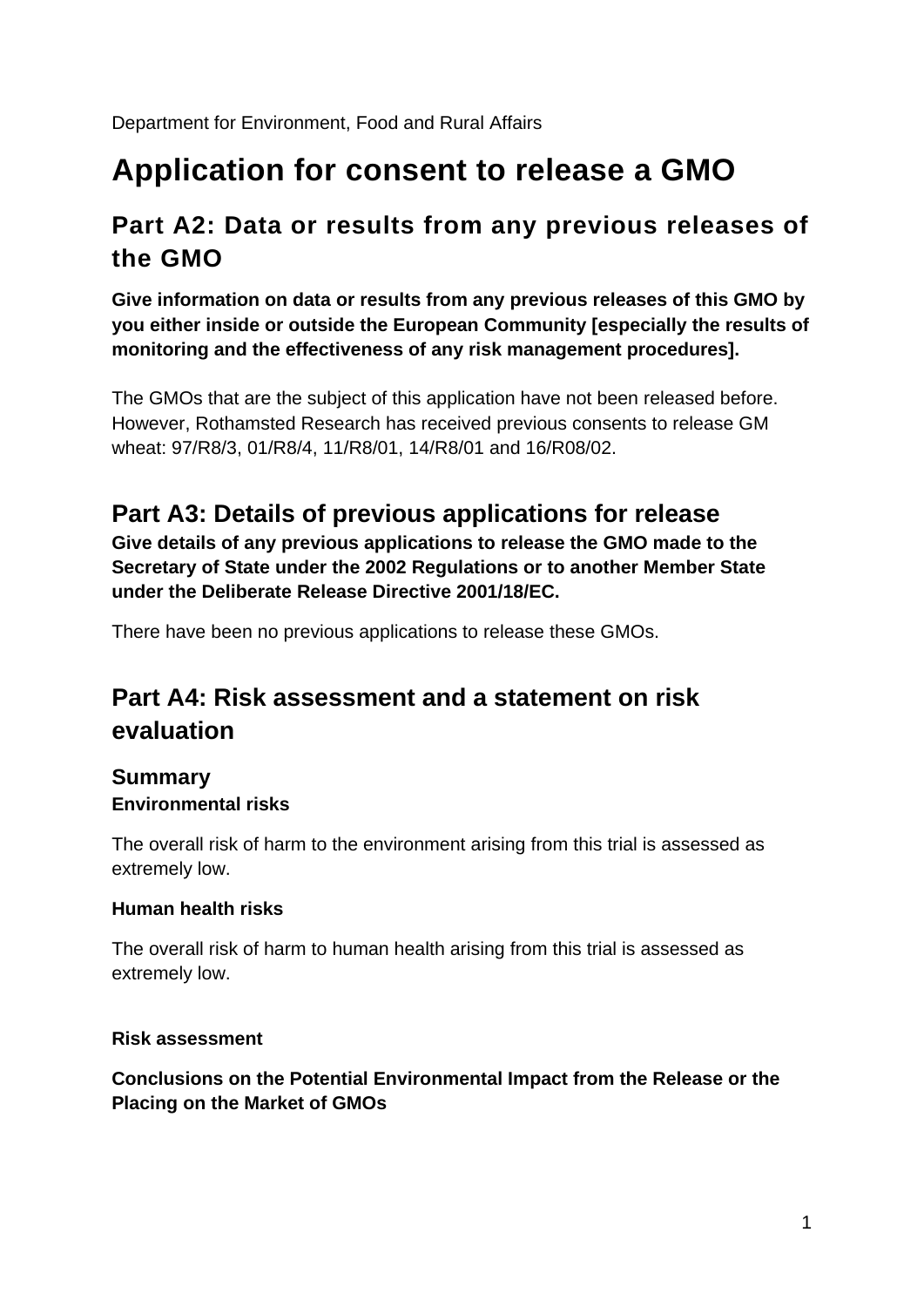Department for Environment, Food and Rural Affairs

# Application for consent to release a GMO

## Part A2: Data or results from any previous releases of the GMO

**Give information on data or results from any previous releases of this GMO by you either inside or outside the European Community [especially the results of monitoring and the effectiveness of any risk management procedures].**

The GMOs that are the subject of this application have not been released before. However, Rothamsted Research has received previous consents to release GM wheat: 97/R8/3, 01/R8/4, 11/R8/01, 14/R8/01 and 16/R08/02.

## Part A3: Details of previous applications for release

**Give details of any previous applications to release the GMO made to the Secretary of State under the 2002 Regulations or to another Member State under the Deliberate Release Directive 2001/18/EC.**

There have been no previous applications to release these GMOs.

## Part A4: Risk assessment and a statement on risk evaluation

### Summary

**Environmental risks**

The overall risk of harm to the environment arising from this trial is assessed as extremely low.

**Human health risks**

The overall risk of harm to human health arising from this trial is assessed as extremely low.

**Risk assessment**

**Conclusions on the Potential Environmental Impact from the Release or the Placing on the Market of GMOs**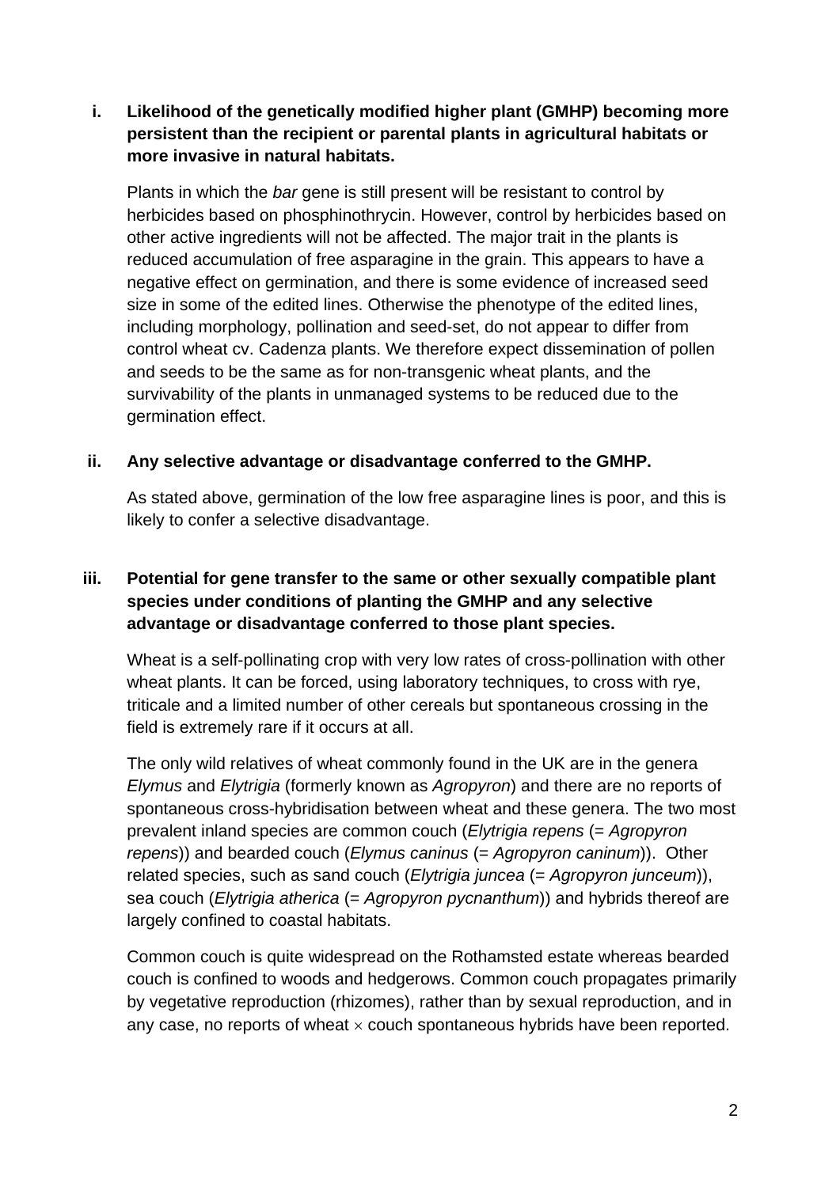i. **Likelihood of the genetically modified higher plant (GMHP) becoming more persistent than the recipient or parental plants in agricultural habitats or more invasive in natural habitats.**

Plants in which the *bar* gene is still present will be resistant to control by herbicides based on phosphinothrycin. However, control by herbicides based on other active ingredients will not be affected. The major trait in the plants is reduced accumulation of free asparagine in the grain. This appears to have a negative effect on germination, and there is some evidence of increased seed size in some of the edited lines. Otherwise the phenotype of the edited lines, including morphology, pollination and seed-set, do not appear to differ from control wheat cv. Cadenza plants. We therefore expect dissemination of pollen and seeds to be the same as for non-transgenic wheat plants, and the survivability of the plants in unmanaged systems to be reduced due to the germination effect.

ii. **Any selective advantage or disadvantage conferred to the GMHP.**

As stated above, germination of the low free asparagine lines is poor, and this is likely to confer a selective disadvantage.

iii. **Potential for gene transfer to the same or other sexually compatible plant species under conditions of planting the GMHP and any selective advantage or disadvantage conferred to those plant species.**

Wheat is a self-pollinating crop with very low rates of cross-pollination with other wheat plants. It can be forced, using laboratory techniques, to cross with rye, triticale and a limited number of other cereals but spontaneous crossing in the field is extremely rare if it occurs at all.

The only wild relatives of wheat commonly found in the UK are in the genera *Elymus* and *Elytrigia* (formerly known as *Agropyron*) and there are no reports of spontaneous cross-hybridisation between wheat and these genera. The two most prevalent inland species are common couch (*Elytrigia repens* (= *Agropyron repens*)) and bearded couch (*Elymus caninus* (= *Agropyron caninum*)). Other related species, such as sand couch (*Elytrigia juncea* (= *Agropyron junceum*)), sea couch (*Elytrigia atherica* (= *Agropyron pycnanthum*)) and hybrids thereof are largely confined to coastal habitats.

Common couch is quite widespread on the Rothamsted estate whereas bearded couch is confined to woods and hedgerows. Common couch propagates primarily by vegetative reproduction (rhizomes), rather than by sexual reproduction, and in any case, no reports of wheat × couch spontaneous hybrids have been reported.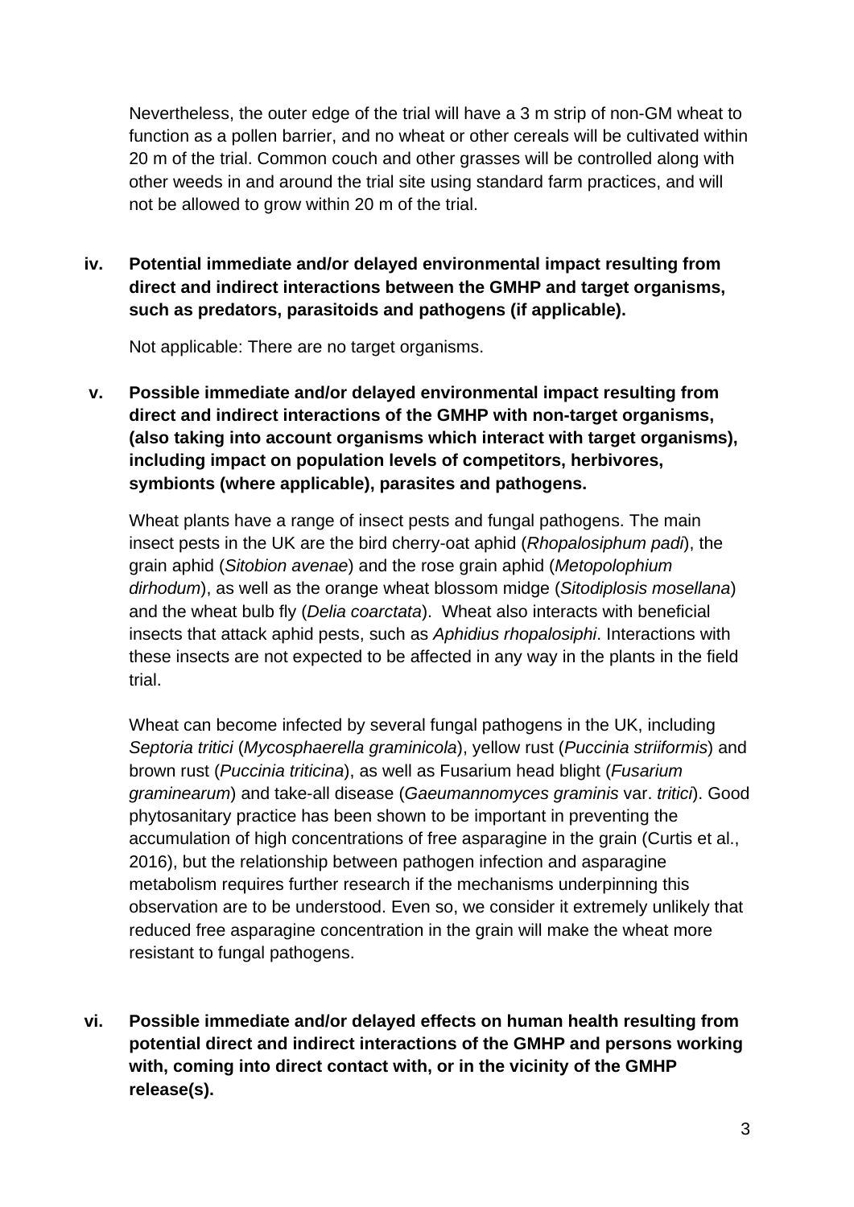Nevertheless, the outer edge of the trial will have a 3 m strip of non-GM wheat to function as a pollen barrier, and no wheat or other cereals will be cultivated within 20 m of the trial. Common couch and other grasses will be controlled along with other weeds in and around the trial site using standard farm practices, and will not be allowed to grow within 20 m of the trial.

**iv. Potential immediate and/or delayed environmental impact resulting from direct and indirect interactions between the GMHP and target organisms, such as predators, parasitoids and pathogens (if applicable).**

Not applicable: There are no target organisms.

**v. Possible immediate and/or delayed environmental impact resulting from direct and indirect interactions of the GMHP with non-target organisms, (also taking into account organisms which interact with target organisms), including impact on population levels of competitors, herbivores, symbionts (where applicable), parasites and pathogens.**

Wheat plants have a range of insect pests and fungal pathogens. The main insect pests in the UK are the bird cherry-oat aphid (*Rhopalosiphum padi*), the grain aphid (*Sitobion avenae*) and the rose grain aphid (*Metopolophium dirhodum*), as well as the orange wheat blossom midge (*Sitodiplosis mosellana*) and the wheat bulb fly (*Delia coarctata*). Wheat also interacts with beneficial insects that attack aphid pests, such as *Aphidius rhopalosiphi*. Interactions with these insects are not expected to be affected in any way in the plants in the field trial.

Wheat can become infected by several fungal pathogens in the UK, including *Septoria tritici* (*Mycosphaerella graminicola*), yellow rust (*Puccinia striiformis*) and brown rust (*Puccinia triticina*), as well as Fusarium head blight (*Fusarium graminearum*) and take-all disease (*Gaeumannomyces graminis* var. *tritici*). Good phytosanitary practice has been shown to be important in preventing the accumulation of high concentrations of free asparagine in the grain (Curtis et al., 2016), but the relationship between pathogen infection and asparagine metabolism requires further research if the mechanisms underpinning this observation are to be understood. Even so, we consider it extremely unlikely that reduced free asparagine concentration in the grain will make the wheat more resistant to fungal pathogens.

**vi. Possible immediate and/or delayed effects on human health resulting from potential direct and indirect interactions of the GMHP and persons working with, coming into direct contact with, or in the vicinity of the GMHP release(s).**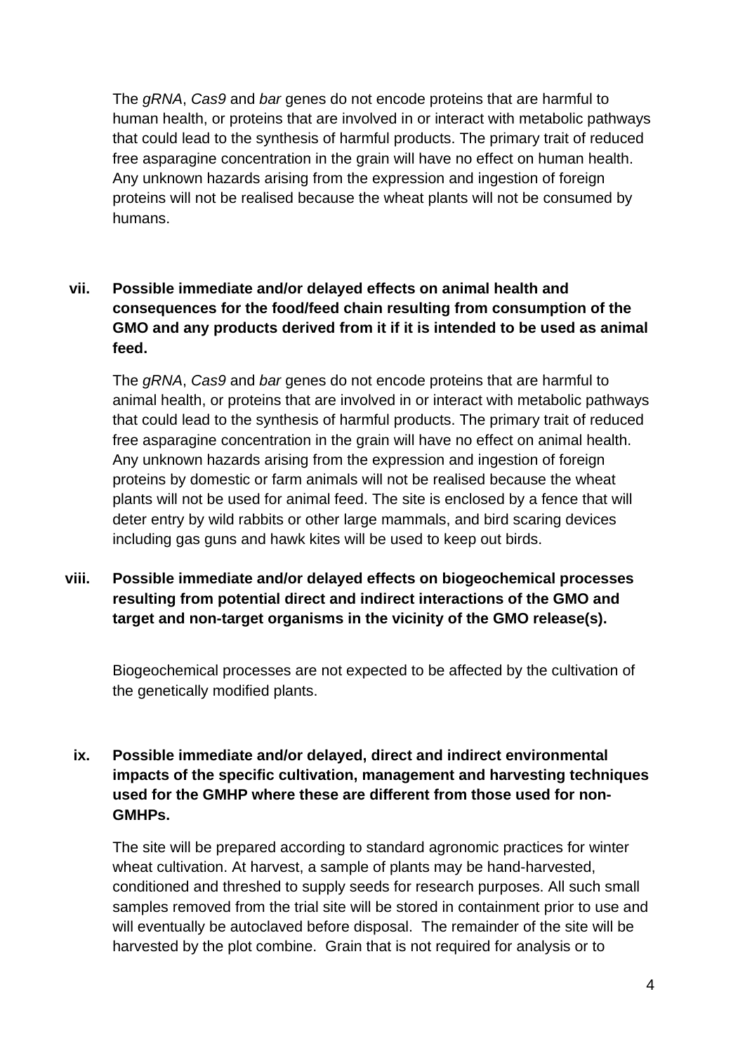The *gRNA*, *Cas9* and *bar* genes do not encode proteins that are harmful to human health, or proteins that are involved in or interact with metabolic pathways that could lead to the synthesis of harmful products. The primary trait of reduced free asparagine concentration in the grain will have no effect on human health. Any unknown hazards arising from the expression and ingestion of foreign proteins will not be realised because the wheat plants will not be consumed by humans.

**vii. Possible immediate and/or delayed effects on animal health and consequences for the food/feed chain resulting from consumption of the GMO and any products derived from it if it is intended to be used as animal feed.**

The *gRNA*, *Cas9* and *bar* genes do not encode proteins that are harmful to animal health, or proteins that are involved in or interact with metabolic pathways that could lead to the synthesis of harmful products. The primary trait of reduced free asparagine concentration in the grain will have no effect on animal health. Any unknown hazards arising from the expression and ingestion of foreign proteins by domestic or farm animals will not be realised because the wheat plants will not be used for animal feed. The site is enclosed by a fence that will deter entry by wild rabbits or other large mammals, and bird scaring devices including gas guns and hawk kites will be used to keep out birds.

**viii. Possible immediate and/or delayed effects on biogeochemical processes resulting from potential direct and indirect interactions of the GMO and target and non-target organisms in the vicinity of the GMO release(s).**

Biogeochemical processes are not expected to be affected by the cultivation of the genetically modified plants.

**ix. Possible immediate and/or delayed, direct and indirect environmental impacts of the specific cultivation, management and harvesting techniques used for the GMHP where these are different from those used for non-GMHPs.**

The site will be prepared according to standard agronomic practices for winter wheat cultivation. At harvest, a sample of plants may be hand-harvested, conditioned and threshed to supply seeds for research purposes. All such small samples removed from the trial site will be stored in containment prior to use and will eventually be autoclaved before disposal. The remainder of the site will be harvested by the plot combine. Grain that is not required for analysis or to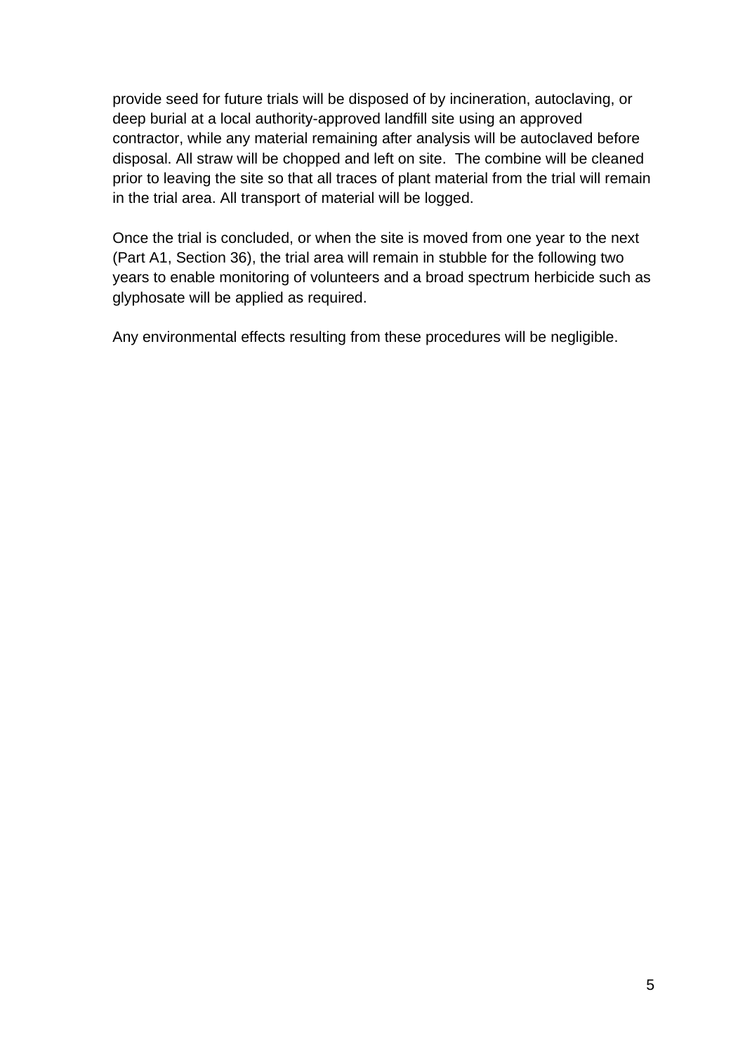provide seed for future trials will be disposed of by incineration, autoclaving, or deep burial at a local authority-approved landfill site using an approved contractor, while any material remaining after analysis will be autoclaved before disposal. All straw will be chopped and left on site. The combine will be cleaned prior to leaving the site so that all traces of plant material from the trial will remain in the trial area. All transport of material will be logged.

Once the trial is concluded, or when the site is moved from one year to the next (Part A1, Section 36), the trial area will remain in stubble for the following two years to enable monitoring of volunteers and a broad spectrum herbicide such as glyphosate will be applied as required.

Any environmental effects resulting from these procedures will be negligible.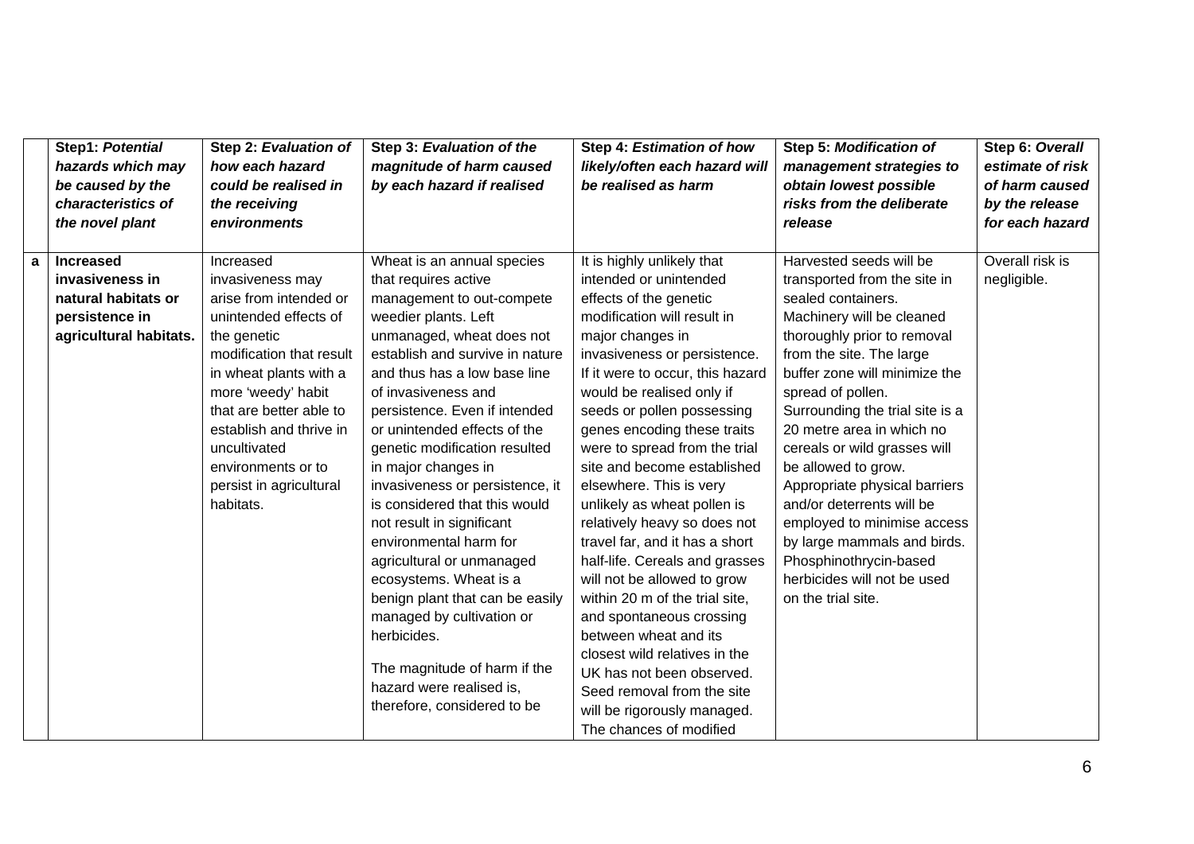| | Step1: *Potential hazards which may be caused by the characteristics of the novel plant* | Step 2: *Evaluation of how each hazard could be realised in the receiving environments* | Step 3: *Evaluation of the magnitude of harm caused by each hazard if realised* | Step 4: *Estimation of how likely/often each hazard will be realised as harm* | Step 5: *Modification of management strategies to obtain lowest possible risks from the deliberate release* | Step 6: *Overall estimate of risk of harm caused by the release for each hazard* |
|---|---|---|---|---|---|---|
| **a** | **Increased invasiveness in natural habitats or persistence in agricultural habitats.** | Increased invasiveness may arise from intended or unintended effects of the genetic modification that result in wheat plants with a more 'weedy' habit that are better able to establish and thrive in uncultivated environments or to persist in agricultural habitats. | Wheat is an annual species that requires active management to out-compete weedier plants. Left unmanaged, wheat does not establish and survive in nature and thus has a low base line of invasiveness and persistence. Even if intended or unintended effects of the genetic modification resulted in major changes in invasiveness or persistence, it is considered that this would not result in significant environmental harm for agricultural or unmanaged ecosystems. Wheat is a benign plant that can be easily managed by cultivation or herbicides.<br><br>The magnitude of harm if the hazard were realised is, therefore, considered to be | It is highly unlikely that intended or unintended effects of the genetic modification will result in major changes in invasiveness or persistence. If it were to occur, this hazard would be realised only if seeds or pollen possessing genes encoding these traits were to spread from the trial site and become established elsewhere. This is very unlikely as wheat pollen is relatively heavy so does not travel far, and it has a short half-life. Cereals and grasses will not be allowed to grow within 20 m of the trial site, and spontaneous crossing between wheat and its closest wild relatives in the UK has not been observed. Seed removal from the site will be rigorously managed. The chances of modified | Harvested seeds will be transported from the site in sealed containers. Machinery will be cleaned thoroughly prior to removal from the site. The large buffer zone will minimize the spread of pollen. Surrounding the trial site is a 20 metre area in which no cereals or wild grasses will be allowed to grow. Appropriate physical barriers and/or deterrents will be employed to minimise access by large mammals and birds. Phosphinothrycin-based herbicides will not be used on the trial site. | Overall risk is negligible. |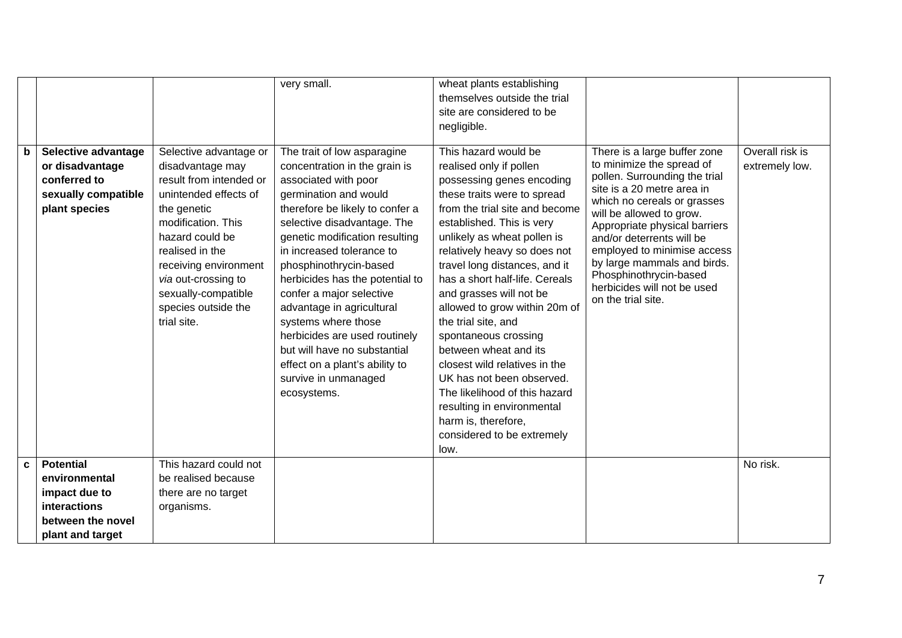| | | | | | | |
|---|---|---|---|---|---|---|
| | | | very small. | wheat plants establishing themselves outside the trial site are considered to be negligible. | | |
| **b** | **Selective advantage or disadvantage conferred to sexually compatible plant species** | Selective advantage or disadvantage may result from intended or unintended effects of the genetic modification. This hazard could be realised in the receiving environment *via* out-crossing to sexually-compatible species outside the trial site. | The trait of low asparagine concentration in the grain is associated with poor germination and would therefore be likely to confer a selective disadvantage. The genetic modification resulting in increased tolerance to phosphinothrycin-based herbicides has the potential to confer a major selective advantage in agricultural systems where those herbicides are used routinely but will have no substantial effect on a plant's ability to survive in unmanaged ecosystems. | This hazard would be realised only if pollen possessing genes encoding these traits were to spread from the trial site and become established. This is very unlikely as wheat pollen is relatively heavy so does not travel long distances, and it has a short half-life. Cereals and grasses will not be allowed to grow within 20m of the trial site, and spontaneous crossing between wheat and its closest wild relatives in the UK has not been observed. The likelihood of this hazard resulting in environmental harm is, therefore, considered to be extremely low. | There is a large buffer zone to minimize the spread of pollen. Surrounding the trial site is a 20 metre area in which no cereals or grasses will be allowed to grow. Appropriate physical barriers and/or deterrents will be employed to minimise access by large mammals and birds. Phosphinothrycin-based herbicides will not be used on the trial site. | Overall risk is extremely low. |
| **c** | **Potential environmental impact due to interactions between the novel plant and target** | This hazard could not be realised because there are no target organisms. | | | | No risk. |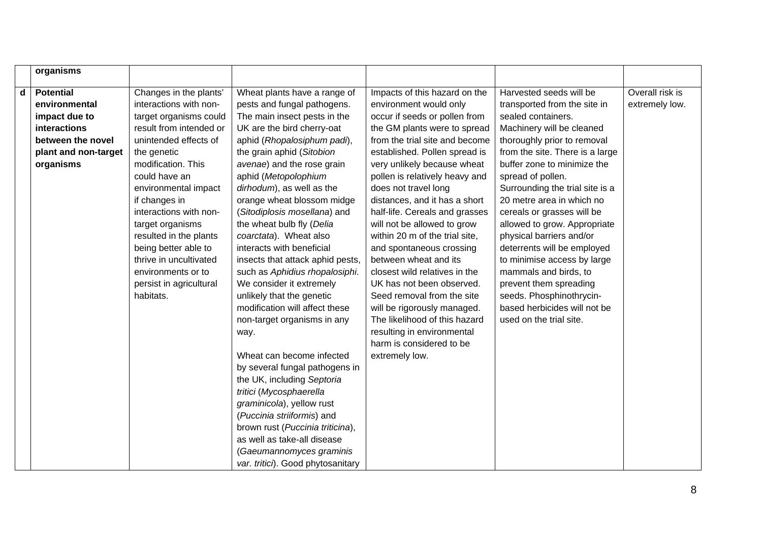| | organisms | | | | | |
|---|---|---|---|---|---|---|
| **d** | **Potential environmental impact due to interactions between the novel plant and non-target organisms** | Changes in the plants' interactions with non-target organisms could result from intended or unintended effects of the genetic modification. This could have an environmental impact if changes in interactions with non-target organisms resulted in the plants being better able to thrive in uncultivated environments or to persist in agricultural habitats. | Wheat plants have a range of pests and fungal pathogens. The main insect pests in the UK are the bird cherry-oat aphid (*Rhopalosiphum padi*), the grain aphid (*Sitobion avenae*) and the rose grain aphid (*Metopolophium dirhodum*), as well as the orange wheat blossom midge (*Sitodiplosis mosellana*) and the wheat bulb fly (*Delia coarctata*). Wheat also interacts with beneficial insects that attack aphid pests, such as *Aphidius rhopalosiphi*. We consider it extremely unlikely that the genetic modification will affect these non-target organisms in any way.<br><br>Wheat can become infected by several fungal pathogens in the UK, including *Septoria tritici* (*Mycosphaerella graminicola*), yellow rust (*Puccinia striiformis*) and brown rust (*Puccinia triticina*), as well as take-all disease (*Gaeumannomyces graminis var. tritici*). Good phytosanitary | Impacts of this hazard on the environment would only occur if seeds or pollen from the GM plants were to spread from the trial site and become established. Pollen spread is very unlikely because wheat pollen is relatively heavy and does not travel long distances, and it has a short half-life. Cereals and grasses will not be allowed to grow within 20 m of the trial site, and spontaneous crossing between wheat and its closest wild relatives in the UK has not been observed. Seed removal from the site will be rigorously managed. The likelihood of this hazard resulting in environmental harm is considered to be extremely low. | Harvested seeds will be transported from the site in sealed containers. Machinery will be cleaned thoroughly prior to removal from the site. There is a large buffer zone to minimize the spread of pollen. Surrounding the trial site is a 20 metre area in which no cereals or grasses will be allowed to grow. Appropriate physical barriers and/or deterrents will be employed to minimise access by large mammals and birds, to prevent them spreading seeds. Phosphinothrycin-based herbicides will not be used on the trial site. | Overall risk is extremely low. |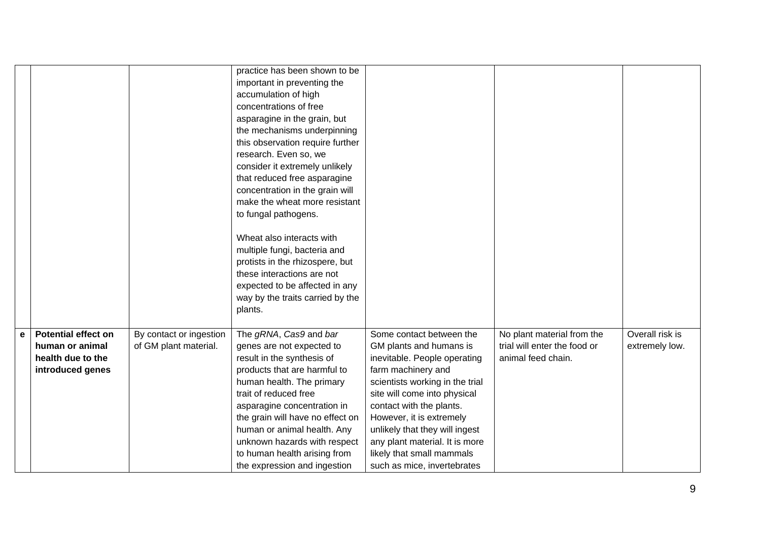| | | | | | | |
|---|---|---|---|---|---|---|
| | | | practice has been shown to be important in preventing the accumulation of high concentrations of free asparagine in the grain, but the mechanisms underpinning this observation require further research. Even so, we consider it extremely unlikely that reduced free asparagine concentration in the grain will make the wheat more resistant to fungal pathogens.<br><br>Wheat also interacts with multiple fungi, bacteria and protists in the rhizospere, but these interactions are not expected to be affected in any way by the traits carried by the plants. | | | |
| **e** | **Potential effect on human or animal health due to the introduced genes** | By contact or ingestion of GM plant material. | The *gRNA*, *Cas9* and *bar* genes are not expected to result in the synthesis of products that are harmful to human health. The primary trait of reduced free asparagine concentration in the grain will have no effect on human or animal health. Any unknown hazards with respect to human health arising from the expression and ingestion | Some contact between the GM plants and humans is inevitable. People operating farm machinery and scientists working in the trial site will come into physical contact with the plants. However, it is extremely unlikely that they will ingest any plant material. It is more likely that small mammals such as mice, invertebrates | No plant material from the trial will enter the food or animal feed chain. | Overall risk is extremely low. |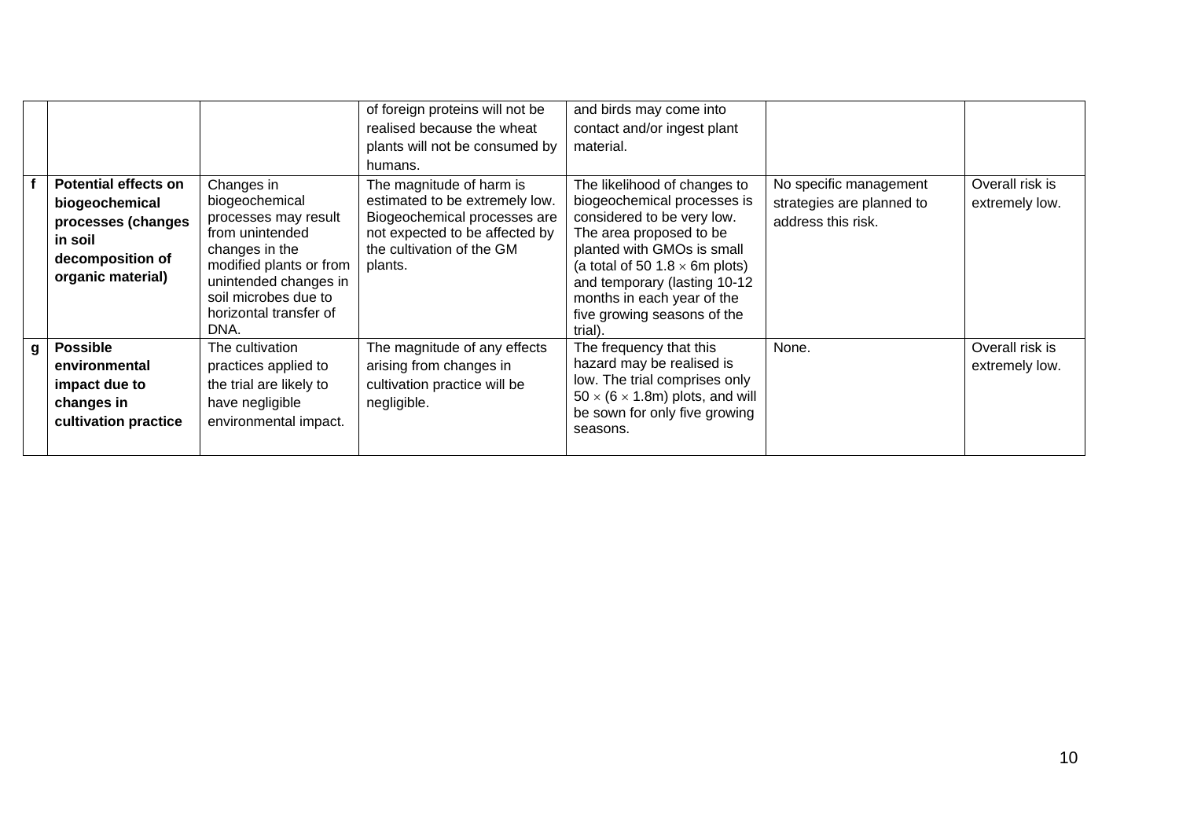| | | | | | | |
|---|---|---|---|---|---|---|
| | | | of foreign proteins will not be realised because the wheat plants will not be consumed by humans. | and birds may come into contact and/or ingest plant material. | | |
| **f** | **Potential effects on biogeochemical processes (changes in soil decomposition of organic material)** | Changes in biogeochemical processes may result from unintended changes in the modified plants or from unintended changes in soil microbes due to horizontal transfer of DNA. | The magnitude of harm is estimated to be extremely low. Biogeochemical processes are not expected to be affected by the cultivation of the GM plants. | The likelihood of changes to biogeochemical processes is considered to be very low. The area proposed to be planted with GMOs is small (a total of 50 1.8 × 6m plots) and temporary (lasting 10-12 months in each year of the five growing seasons of the trial). | No specific management strategies are planned to address this risk. | Overall risk is extremely low. |
| **g** | **Possible environmental impact due to changes in cultivation practice** | The cultivation practices applied to the trial are likely to have negligible environmental impact. | The magnitude of any effects arising from changes in cultivation practice will be negligible. | The frequency that this hazard may be realised is low. The trial comprises only 50 × (6 × 1.8m) plots, and will be sown for only five growing seasons. | None. | Overall risk is extremely low. |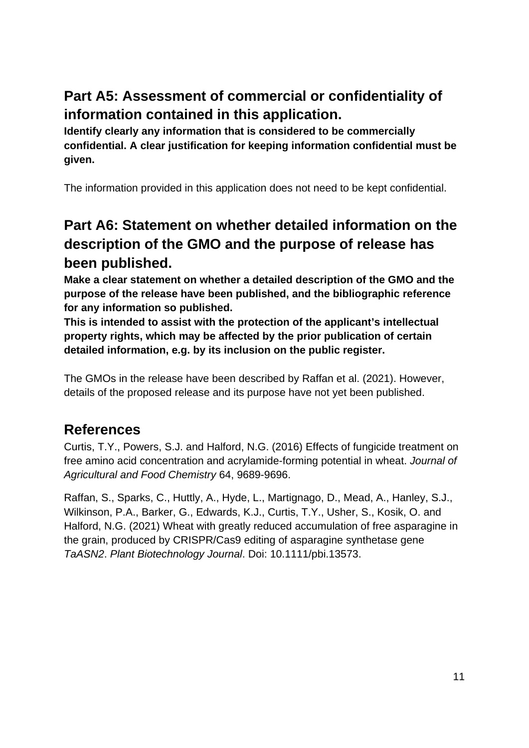## Part A5: Assessment of commercial or confidentiality of information contained in this application.

**Identify clearly any information that is considered to be commercially confidential. A clear justification for keeping information confidential must be given.**

The information provided in this application does not need to be kept confidential.

## Part A6: Statement on whether detailed information on the description of the GMO and the purpose of release has been published.

**Make a clear statement on whether a detailed description of the GMO and the purpose of the release have been published, and the bibliographic reference for any information so published.**

**This is intended to assist with the protection of the applicant's intellectual property rights, which may be affected by the prior publication of certain detailed information, e.g. by its inclusion on the public register.**

The GMOs in the release have been described by Raffan et al. (2021). However, details of the proposed release and its purpose have not yet been published.

## References

Curtis, T.Y., Powers, S.J. and Halford, N.G. (2016) Effects of fungicide treatment on free amino acid concentration and acrylamide-forming potential in wheat. *Journal of Agricultural and Food Chemistry* 64, 9689-9696.

Raffan, S., Sparks, C., Huttly, A., Hyde, L., Martignago, D., Mead, A., Hanley, S.J., Wilkinson, P.A., Barker, G., Edwards, K.J., Curtis, T.Y., Usher, S., Kosik, O. and Halford, N.G. (2021) Wheat with greatly reduced accumulation of free asparagine in the grain, produced by CRISPR/Cas9 editing of asparagine synthetase gene *TaASN2*. *Plant Biotechnology Journal*. Doi: 10.1111/pbi.13573.